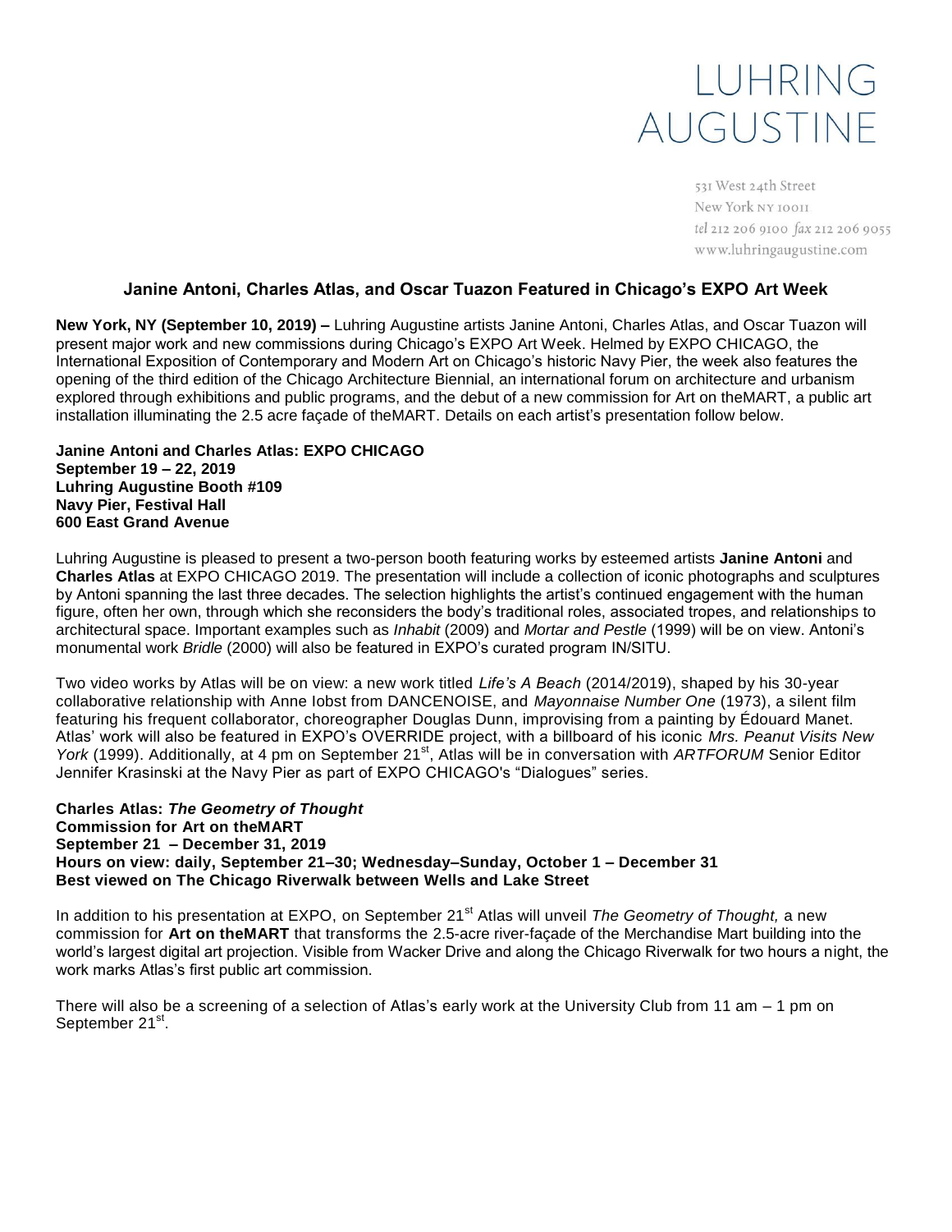LUHRING AUGUSTINE

531 West 24th Street
New York NY 10011
tel 212 206 9100 fax 212 206 9055
www.luhringaugustine.com

## Janine Antoni, Charles Atlas, and Oscar Tuazon Featured in Chicago's EXPO Art Week

**New York, NY (September 10, 2019) –** Luhring Augustine artists Janine Antoni, Charles Atlas, and Oscar Tuazon will present major work and new commissions during Chicago's EXPO Art Week. Helmed by EXPO CHICAGO, the International Exposition of Contemporary and Modern Art on Chicago's historic Navy Pier, the week also features the opening of the third edition of the Chicago Architecture Biennial, an international forum on architecture and urbanism explored through exhibitions and public programs, and the debut of a new commission for Art on theMART, a public art installation illuminating the 2.5 acre façade of theMART. Details on each artist's presentation follow below.

**Janine Antoni and Charles Atlas: EXPO CHICAGO**
**September 19 – 22, 2019**
**Luhring Augustine Booth #109**
**Navy Pier, Festival Hall**
**600 East Grand Avenue**

Luhring Augustine is pleased to present a two-person booth featuring works by esteemed artists **Janine Antoni** and **Charles Atlas** at EXPO CHICAGO 2019. The presentation will include a collection of iconic photographs and sculptures by Antoni spanning the last three decades. The selection highlights the artist's continued engagement with the human figure, often her own, through which she reconsiders the body's traditional roles, associated tropes, and relationships to architectural space. Important examples such as *Inhabit* (2009) and *Mortar and Pestle* (1999) will be on view. Antoni's monumental work *Bridle* (2000) will also be featured in EXPO's curated program IN/SITU.

Two video works by Atlas will be on view: a new work titled *Life's A Beach* (2014/2019), shaped by his 30-year collaborative relationship with Anne Iobst from DANCENOISE, and *Mayonnaise Number One* (1973), a silent film featuring his frequent collaborator, choreographer Douglas Dunn, improvising from a painting by Édouard Manet. Atlas' work will also be featured in EXPO's OVERRIDE project, with a billboard of his iconic *Mrs. Peanut Visits New York* (1999). Additionally, at 4 pm on September 21st, Atlas will be in conversation with *ARTFORUM* Senior Editor Jennifer Krasinski at the Navy Pier as part of EXPO CHICAGO's "Dialogues" series.

**Charles Atlas: *The Geometry of Thought***
**Commission for Art on theMART**
**September 21 – December 31, 2019**
**Hours on view: daily, September 21–30; Wednesday–Sunday, October 1 – December 31**
**Best viewed on The Chicago Riverwalk between Wells and Lake Street**

In addition to his presentation at EXPO, on September 21st Atlas will unveil *The Geometry of Thought,* a new commission for **Art on theMART** that transforms the 2.5-acre river-façade of the Merchandise Mart building into the world's largest digital art projection. Visible from Wacker Drive and along the Chicago Riverwalk for two hours a night, the work marks Atlas's first public art commission.

There will also be a screening of a selection of Atlas's early work at the University Club from 11 am – 1 pm on September 21st.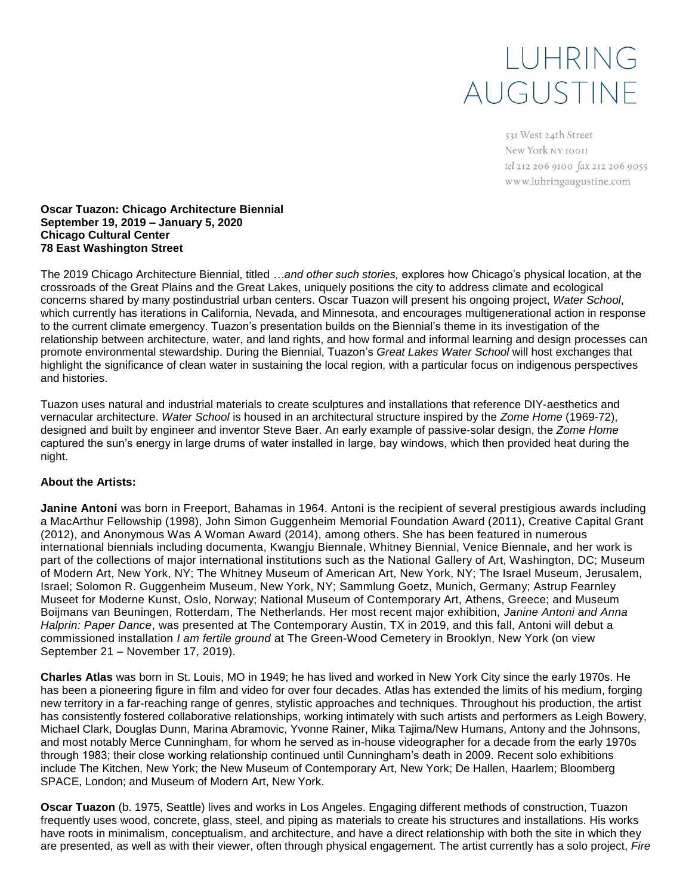# LUHRING AUGUSTINE

531 West 24th Street
New York NY 10011
tel 212 206 9100 fax 212 206 9055
www.luhringaugustine.com

**Oscar Tuazon: Chicago Architecture Biennial**
**September 19, 2019 – January 5, 2020**
**Chicago Cultural Center**
**78 East Washington Street**

The 2019 Chicago Architecture Biennial, titled *…and other such stories,* explores how Chicago's physical location, at the crossroads of the Great Plains and the Great Lakes, uniquely positions the city to address climate and ecological concerns shared by many postindustrial urban centers. Oscar Tuazon will present his ongoing project, *Water School*, which currently has iterations in California, Nevada, and Minnesota, and encourages multigenerational action in response to the current climate emergency. Tuazon's presentation builds on the Biennial's theme in its investigation of the relationship between architecture, water, and land rights, and how formal and informal learning and design processes can promote environmental stewardship. During the Biennial, Tuazon's *Great Lakes Water School* will host exchanges that highlight the significance of clean water in sustaining the local region, with a particular focus on indigenous perspectives and histories.

Tuazon uses natural and industrial materials to create sculptures and installations that reference DIY-aesthetics and vernacular architecture. *Water School* is housed in an architectural structure inspired by the *Zome Home* (1969-72), designed and built by engineer and inventor Steve Baer. An early example of passive-solar design, the *Zome Home* captured the sun's energy in large drums of water installed in large, bay windows, which then provided heat during the night.

**About the Artists:**

**Janine Antoni** was born in Freeport, Bahamas in 1964. Antoni is the recipient of several prestigious awards including a MacArthur Fellowship (1998), John Simon Guggenheim Memorial Foundation Award (2011), Creative Capital Grant (2012), and Anonymous Was A Woman Award (2014), among others. She has been featured in numerous international biennials including documenta, Kwangju Biennale, Whitney Biennial, Venice Biennale, and her work is part of the collections of major international institutions such as the National Gallery of Art, Washington, DC; Museum of Modern Art, New York, NY; The Whitney Museum of American Art, New York, NY; The Israel Museum, Jerusalem, Israel; Solomon R. Guggenheim Museum, New York, NY; Sammlung Goetz, Munich, Germany; Astrup Fearnley Museet for Moderne Kunst, Oslo, Norway; National Museum of Contemporary Art, Athens, Greece; and Museum Boijmans van Beuningen, Rotterdam, The Netherlands. Her most recent major exhibition, *Janine Antoni and Anna Halprin: Paper Dance*, was presented at The Contemporary Austin, TX in 2019, and this fall, Antoni will debut a commissioned installation *I am fertile ground* at The Green-Wood Cemetery in Brooklyn, New York (on view September 21 – November 17, 2019).

**Charles Atlas** was born in St. Louis, MO in 1949; he has lived and worked in New York City since the early 1970s. He has been a pioneering figure in film and video for over four decades. Atlas has extended the limits of his medium, forging new territory in a far-reaching range of genres, stylistic approaches and techniques. Throughout his production, the artist has consistently fostered collaborative relationships, working intimately with such artists and performers as Leigh Bowery, Michael Clark, Douglas Dunn, Marina Abramovic, Yvonne Rainer, Mika Tajima/New Humans, Antony and the Johnsons, and most notably Merce Cunningham, for whom he served as in-house videographer for a decade from the early 1970s through 1983; their close working relationship continued until Cunningham's death in 2009. Recent solo exhibitions include The Kitchen, New York; the New Museum of Contemporary Art, New York; De Hallen, Haarlem; Bloomberg SPACE, London; and Museum of Modern Art, New York.

**Oscar Tuazon** (b. 1975, Seattle) lives and works in Los Angeles. Engaging different methods of construction, Tuazon frequently uses wood, concrete, glass, steel, and piping as materials to create his structures and installations. His works have roots in minimalism, conceptualism, and architecture, and have a direct relationship with both the site in which they are presented, as well as with their viewer, often through physical engagement. The artist currently has a solo project, *Fire*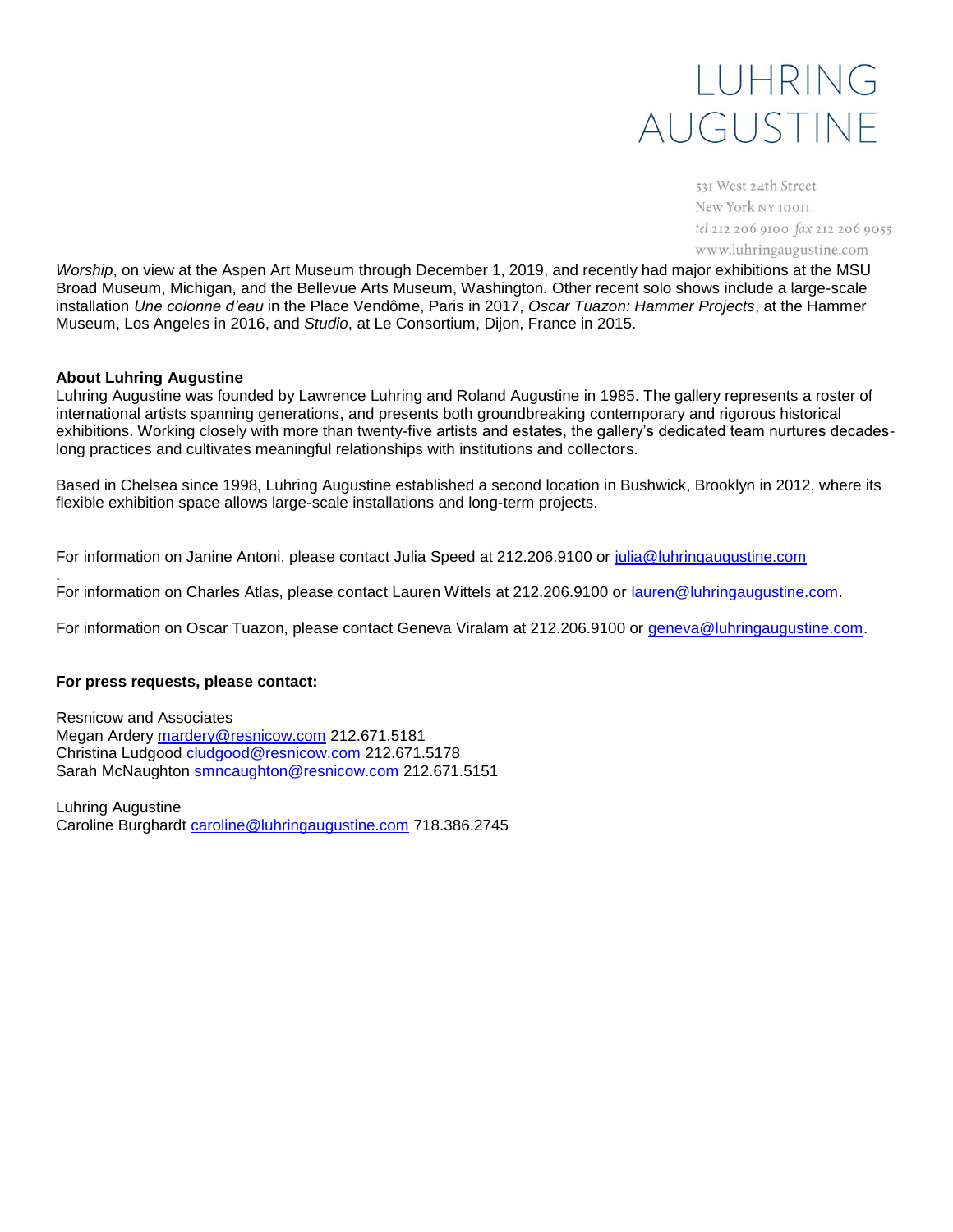*Worship*, on view at the Aspen Art Museum through December 1, 2019, and recently had major exhibitions at the MSU Broad Museum, Michigan, and the Bellevue Arts Museum, Washington. Other recent solo shows include a large-scale installation *Une colonne d'eau* in the Place Vendôme, Paris in 2017, *Oscar Tuazon: Hammer Projects*, at the Hammer Museum, Los Angeles in 2016, and *Studio*, at Le Consortium, Dijon, France in 2015.

**About Luhring Augustine**

Luhring Augustine was founded by Lawrence Luhring and Roland Augustine in 1985. The gallery represents a roster of international artists spanning generations, and presents both groundbreaking contemporary and rigorous historical exhibitions. Working closely with more than twenty-five artists and estates, the gallery's dedicated team nurtures decades-long practices and cultivates meaningful relationships with institutions and collectors.

Based in Chelsea since 1998, Luhring Augustine established a second location in Bushwick, Brooklyn in 2012, where its flexible exhibition space allows large-scale installations and long-term projects.

For information on Janine Antoni, please contact Julia Speed at 212.206.9100 or julia@luhringaugustine.com
.
For information on Charles Atlas, please contact Lauren Wittels at 212.206.9100 or lauren@luhringaugustine.com.

For information on Oscar Tuazon, please contact Geneva Viralam at 212.206.9100 or geneva@luhringaugustine.com.

**For press requests, please contact:**

Resnicow and Associates
Megan Ardery mardery@resnicow.com 212.671.5181
Christina Ludgood cludgood@resnicow.com 212.671.5178
Sarah McNaughton smncaughton@resnicow.com 212.671.5151

Luhring Augustine
Caroline Burghardt caroline@luhringaugustine.com 718.386.2745